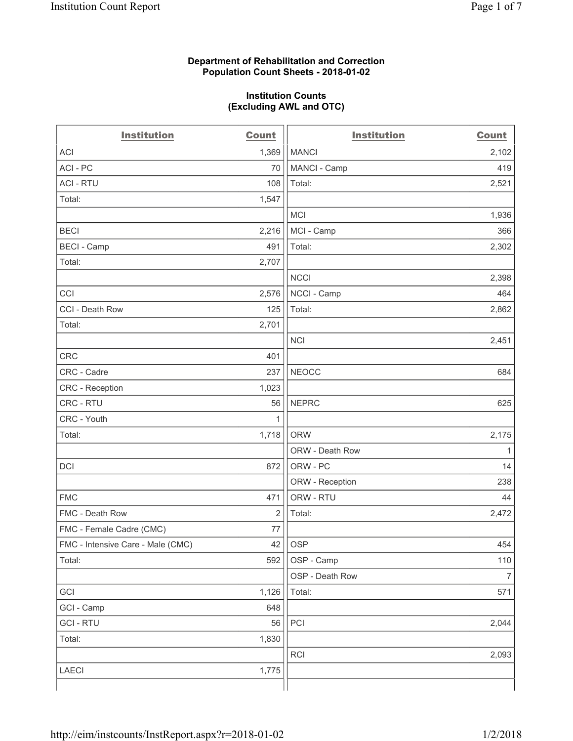**Department of Rehabilitation and Correction**
**Population Count Sheets - 2018-01-02**

**Institution Counts**
**(Excluding AWL and OTC)**

| Institution | Count | Institution | Count |
|---|---|---|---|
| ACI | 1,369 | MANCI | 2,102 |
| ACI - PC | 70 | MANCI - Camp | 419 |
| ACI - RTU | 108 | Total: | 2,521 |
| Total: | 1,547 | | |
| | | MCI | 1,936 |
| BECI | 2,216 | MCI - Camp | 366 |
| BECI - Camp | 491 | Total: | 2,302 |
| Total: | 2,707 | | |
| | | NCCI | 2,398 |
| CCI | 2,576 | NCCI - Camp | 464 |
| CCI - Death Row | 125 | Total: | 2,862 |
| Total: | 2,701 | | |
| | | NCI | 2,451 |
| CRC | 401 | | |
| CRC - Cadre | 237 | NEOCC | 684 |
| CRC - Reception | 1,023 | | |
| CRC - RTU | 56 | NEPRC | 625 |
| CRC - Youth | 1 | | |
| Total: | 1,718 | ORW | 2,175 |
| | | ORW - Death Row | 1 |
| DCI | 872 | ORW - PC | 14 |
| | | ORW - Reception | 238 |
| FMC | 471 | ORW - RTU | 44 |
| FMC - Death Row | 2 | Total: | 2,472 |
| FMC - Female Cadre (CMC) | 77 | | |
| FMC - Intensive Care - Male (CMC) | 42 | OSP | 454 |
| Total: | 592 | OSP - Camp | 110 |
| | | OSP - Death Row | 7 |
| GCI | 1,126 | Total: | 571 |
| GCI - Camp | 648 | | |
| GCI - RTU | 56 | PCI | 2,044 |
| Total: | 1,830 | | |
| | | RCI | 2,093 |
| LAECI | 1,775 | | |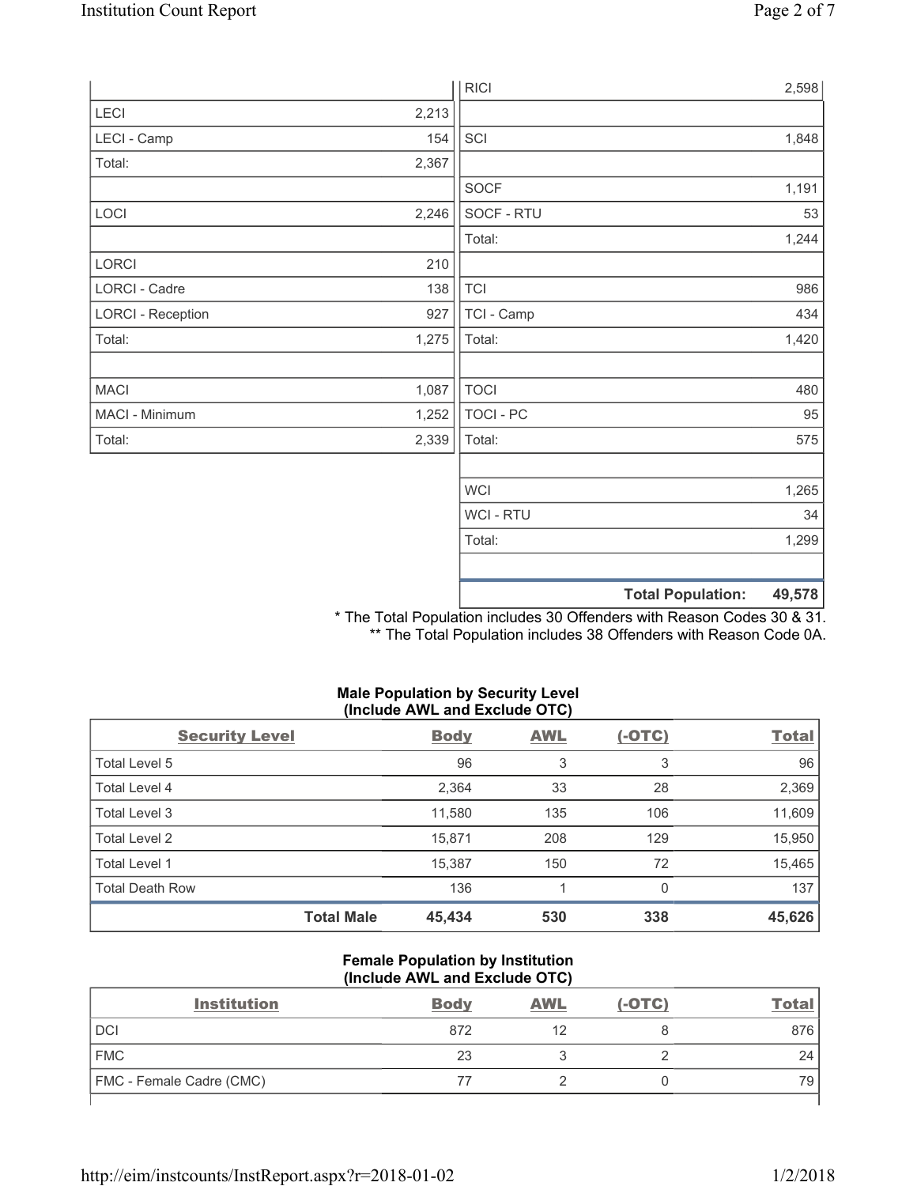| | |
|---|---|
| LECI | 2,213 |
| LECI - Camp | 154 |
| Total: | 2,367 |
| | |
| LOCI | 2,246 |
| | |
| LORCI | 210 |
| LORCI - Cadre | 138 |
| LORCI - Reception | 927 |
| Total: | 1,275 |
| | |
| MACI | 1,087 |
| MACI - Minimum | 1,252 |
| Total: | 2,339 |

| | |
|---|---|
| RICI | 2,598 |
| | |
| SCI | 1,848 |
| | |
| SOCF | 1,191 |
| SOCF - RTU | 53 |
| Total: | 1,244 |
| | |
| TCI | 986 |
| TCI - Camp | 434 |
| Total: | 1,420 |
| | |
| TOCI | 480 |
| TOCI - PC | 95 |
| Total: | 575 |
| | |
| WCI | 1,265 |
| WCI - RTU | 34 |
| Total: | 1,299 |
| | |
| **Total Population:** | **49,578** |

* The Total Population includes 30 Offenders with Reason Codes 30 & 31.
** The Total Population includes 38 Offenders with Reason Code 0A.

### Male Population by Security Level (Include AWL and Exclude OTC)

| Security Level | Body | AWL | (-OTC) | Total |
|---|---|---|---|---|
| Total Level 5 | 96 | 3 | 3 | 96 |
| Total Level 4 | 2,364 | 33 | 28 | 2,369 |
| Total Level 3 | 11,580 | 135 | 106 | 11,609 |
| Total Level 2 | 15,871 | 208 | 129 | 15,950 |
| Total Level 1 | 15,387 | 150 | 72 | 15,465 |
| Total Death Row | 136 | 1 | 0 | 137 |
| **Total Male** | **45,434** | **530** | **338** | **45,626** |

### Female Population by Institution (Include AWL and Exclude OTC)

| Institution | Body | AWL | (-OTC) | Total |
|---|---|---|---|---|
| DCI | 872 | 12 | 8 | 876 |
| FMC | 23 | 3 | 2 | 24 |
| FMC - Female Cadre (CMC) | 77 | 2 | 0 | 79 |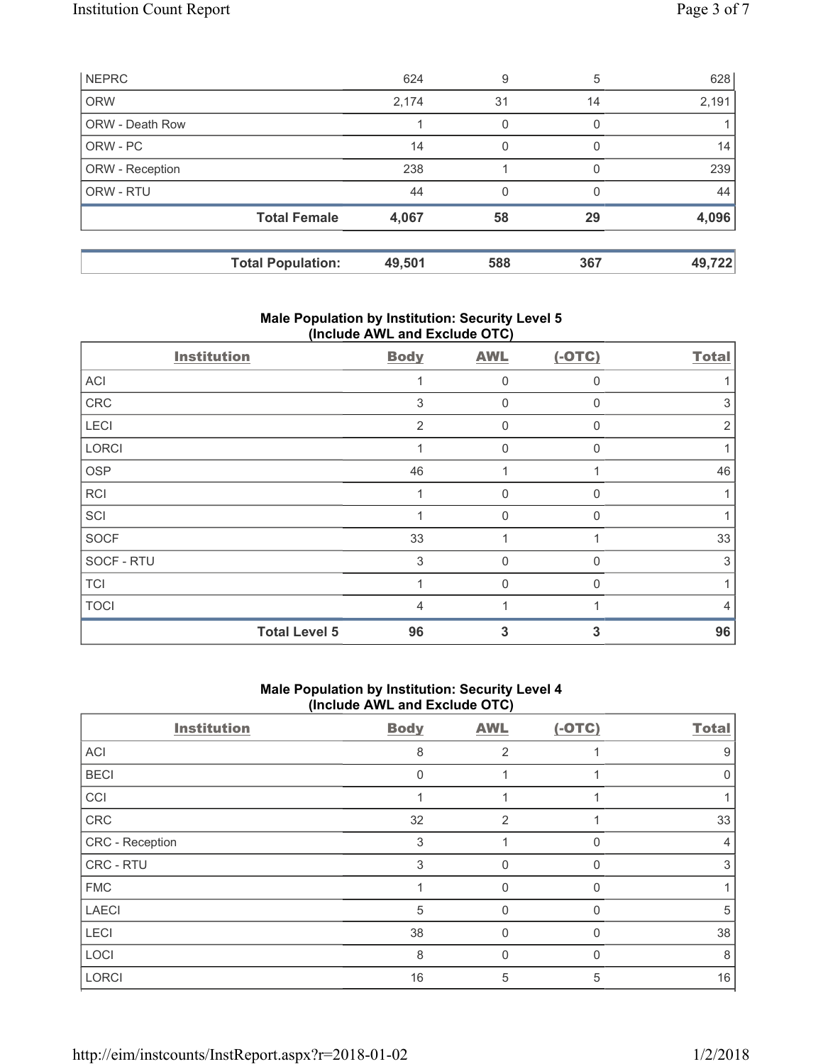| NEPRC | 624 | 9 | 5 | 628 |
|---|---|---|---|---|
| ORW | 2,174 | 31 | 14 | 2,191 |
| ORW - Death Row | 1 | 0 | 0 | 1 |
| ORW - PC | 14 | 0 | 0 | 14 |
| ORW - Reception | 238 | 1 | 0 | 239 |
| ORW - RTU | 44 | 0 | 0 | 44 |
| **Total Female** | **4,067** | **58** | **29** | **4,096** |

| **Total Population:** | **49,501** | **588** | **367** | **49,722** |
|---|---|---|---|---|

### Male Population by Institution: Security Level 5 (Include AWL and Exclude OTC)

| Institution | Body | AWL | (-OTC) | Total |
|---|---|---|---|---|
| ACI | 1 | 0 | 0 | 1 |
| CRC | 3 | 0 | 0 | 3 |
| LECI | 2 | 0 | 0 | 2 |
| LORCI | 1 | 0 | 0 | 1 |
| OSP | 46 | 1 | 1 | 46 |
| RCI | 1 | 0 | 0 | 1 |
| SCI | 1 | 0 | 0 | 1 |
| SOCF | 33 | 1 | 1 | 33 |
| SOCF - RTU | 3 | 0 | 0 | 3 |
| TCI | 1 | 0 | 0 | 1 |
| TOCI | 4 | 1 | 1 | 4 |
| **Total Level 5** | **96** | **3** | **3** | **96** |

### Male Population by Institution: Security Level 4 (Include AWL and Exclude OTC)

| Institution | Body | AWL | (-OTC) | Total |
|---|---|---|---|---|
| ACI | 8 | 2 | 1 | 9 |
| BECI | 0 | 1 | 1 | 0 |
| CCI | 1 | 1 | 1 | 1 |
| CRC | 32 | 2 | 1 | 33 |
| CRC - Reception | 3 | 1 | 0 | 4 |
| CRC - RTU | 3 | 0 | 0 | 3 |
| FMC | 1 | 0 | 0 | 1 |
| LAECI | 5 | 0 | 0 | 5 |
| LECI | 38 | 0 | 0 | 38 |
| LOCI | 8 | 0 | 0 | 8 |
| LORCI | 16 | 5 | 5 | 16 |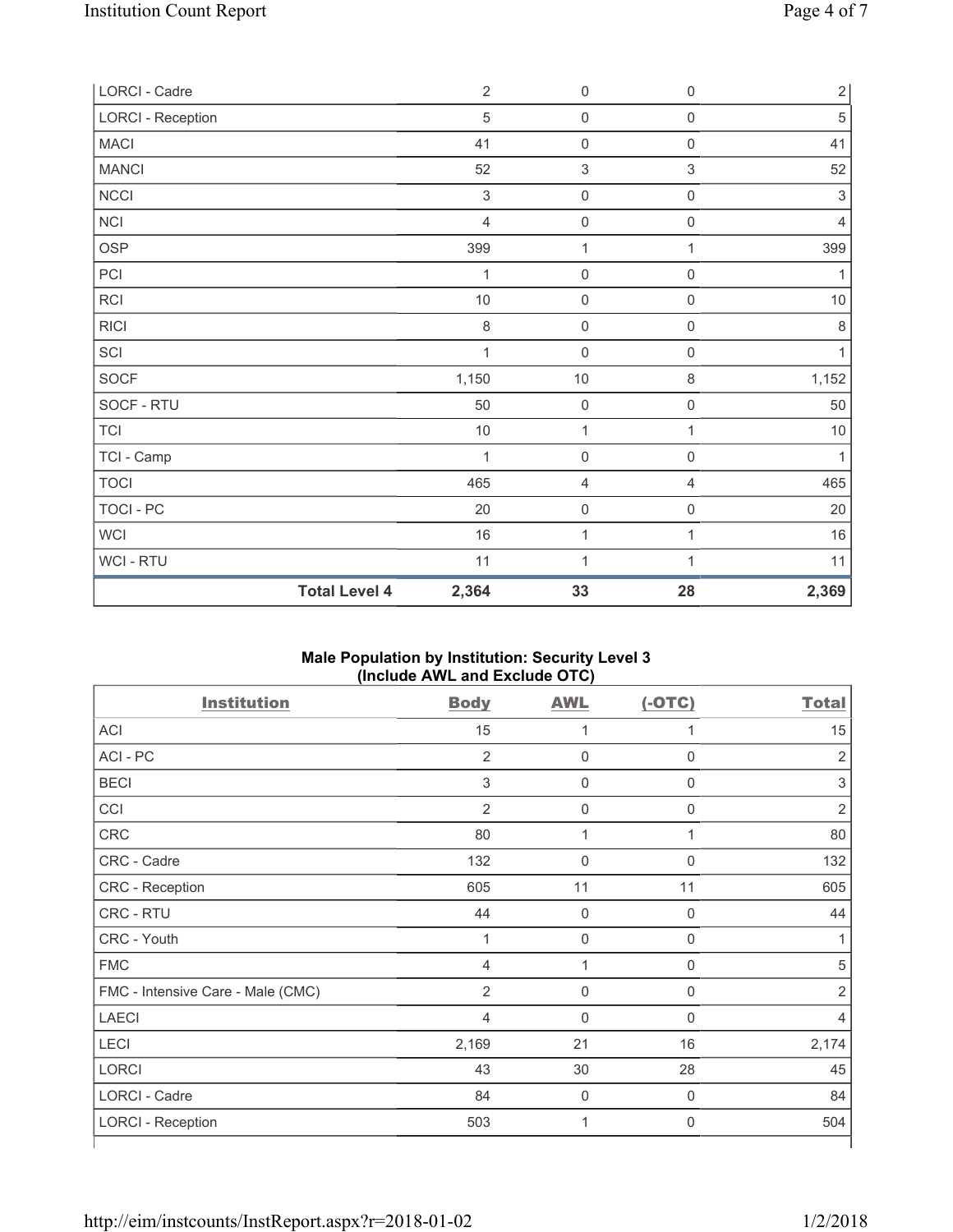| | Body | AWL | (-OTC) | Total |
|---|---|---|---|---|
| LORCI - Cadre | 2 | 0 | 0 | 2 |
| LORCI - Reception | 5 | 0 | 0 | 5 |
| MACI | 41 | 0 | 0 | 41 |
| MANCI | 52 | 3 | 3 | 52 |
| NCCI | 3 | 0 | 0 | 3 |
| NCI | 4 | 0 | 0 | 4 |
| OSP | 399 | 1 | 1 | 399 |
| PCI | 1 | 0 | 0 | 1 |
| RCI | 10 | 0 | 0 | 10 |
| RICI | 8 | 0 | 0 | 8 |
| SCI | 1 | 0 | 0 | 1 |
| SOCF | 1,150 | 10 | 8 | 1,152 |
| SOCF - RTU | 50 | 0 | 0 | 50 |
| TCI | 10 | 1 | 1 | 10 |
| TCI - Camp | 1 | 0 | 0 | 1 |
| TOCI | 465 | 4 | 4 | 465 |
| TOCI - PC | 20 | 0 | 0 | 20 |
| WCI | 16 | 1 | 1 | 16 |
| WCI - RTU | 11 | 1 | 1 | 11 |
| **Total Level 4** | **2,364** | **33** | **28** | **2,369** |

### Male Population by Institution: Security Level 3 (Include AWL and Exclude OTC)

| Institution | Body | AWL | (-OTC) | Total |
|---|---|---|---|---|
| ACI | 15 | 1 | 1 | 15 |
| ACI - PC | 2 | 0 | 0 | 2 |
| BECI | 3 | 0 | 0 | 3 |
| CCI | 2 | 0 | 0 | 2 |
| CRC | 80 | 1 | 1 | 80 |
| CRC - Cadre | 132 | 0 | 0 | 132 |
| CRC - Reception | 605 | 11 | 11 | 605 |
| CRC - RTU | 44 | 0 | 0 | 44 |
| CRC - Youth | 1 | 0 | 0 | 1 |
| FMC | 4 | 1 | 0 | 5 |
| FMC - Intensive Care - Male (CMC) | 2 | 0 | 0 | 2 |
| LAECI | 4 | 0 | 0 | 4 |
| LECI | 2,169 | 21 | 16 | 2,174 |
| LORCI | 43 | 30 | 28 | 45 |
| LORCI - Cadre | 84 | 0 | 0 | 84 |
| LORCI - Reception | 503 | 1 | 0 | 504 |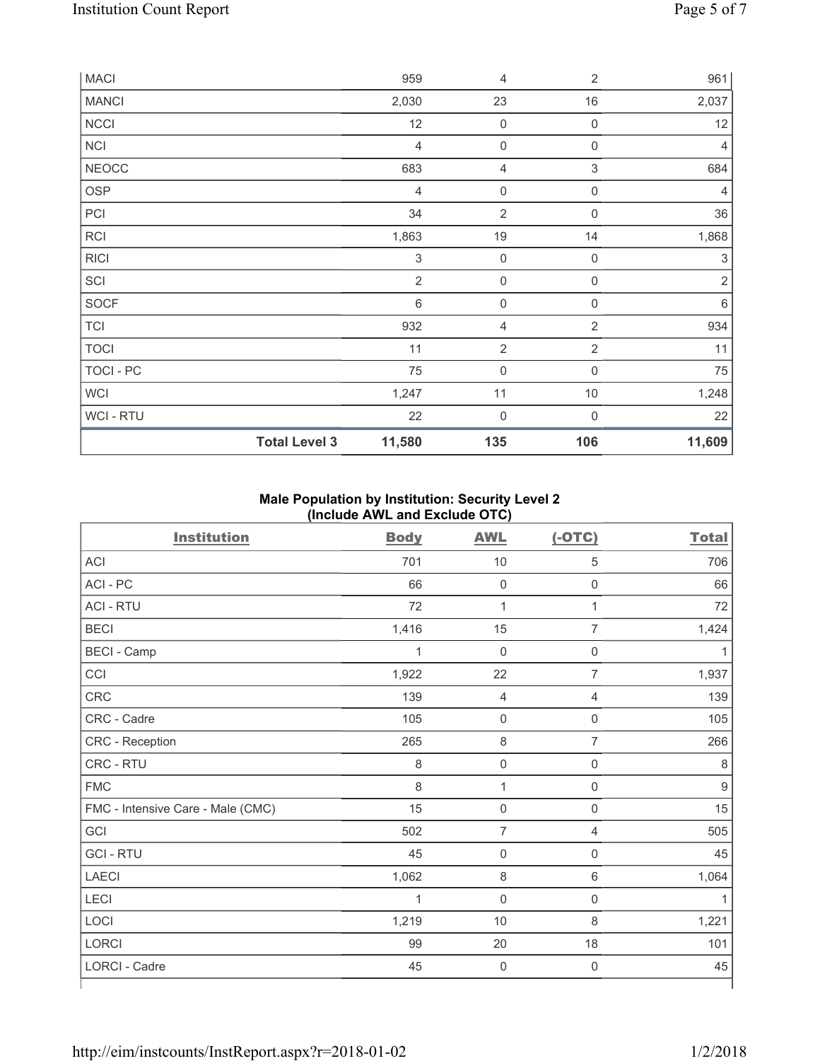| | Body | AWL | (-OTC) | Total |
|---|---|---|---|---|
| MACI | 959 | 4 | 2 | 961 |
| MANCI | 2,030 | 23 | 16 | 2,037 |
| NCCI | 12 | 0 | 0 | 12 |
| NCI | 4 | 0 | 0 | 4 |
| NEOCC | 683 | 4 | 3 | 684 |
| OSP | 4 | 0 | 0 | 4 |
| PCI | 34 | 2 | 0 | 36 |
| RCI | 1,863 | 19 | 14 | 1,868 |
| RICI | 3 | 0 | 0 | 3 |
| SCI | 2 | 0 | 0 | 2 |
| SOCF | 6 | 0 | 0 | 6 |
| TCI | 932 | 4 | 2 | 934 |
| TOCI | 11 | 2 | 2 | 11 |
| TOCI - PC | 75 | 0 | 0 | 75 |
| WCI | 1,247 | 11 | 10 | 1,248 |
| WCI - RTU | 22 | 0 | 0 | 22 |
| **Total Level 3** | **11,580** | **135** | **106** | **11,609** |

## Male Population by Institution: Security Level 2 (Include AWL and Exclude OTC)

| Institution | Body | AWL | (-OTC) | Total |
|---|---|---|---|---|
| ACI | 701 | 10 | 5 | 706 |
| ACI - PC | 66 | 0 | 0 | 66 |
| ACI - RTU | 72 | 1 | 1 | 72 |
| BECI | 1,416 | 15 | 7 | 1,424 |
| BECI - Camp | 1 | 0 | 0 | 1 |
| CCI | 1,922 | 22 | 7 | 1,937 |
| CRC | 139 | 4 | 4 | 139 |
| CRC - Cadre | 105 | 0 | 0 | 105 |
| CRC - Reception | 265 | 8 | 7 | 266 |
| CRC - RTU | 8 | 0 | 0 | 8 |
| FMC | 8 | 1 | 0 | 9 |
| FMC - Intensive Care - Male (CMC) | 15 | 0 | 0 | 15 |
| GCI | 502 | 7 | 4 | 505 |
| GCI - RTU | 45 | 0 | 0 | 45 |
| LAECI | 1,062 | 8 | 6 | 1,064 |
| LECI | 1 | 0 | 0 | 1 |
| LOCI | 1,219 | 10 | 8 | 1,221 |
| LORCI | 99 | 20 | 18 | 101 |
| LORCI - Cadre | 45 | 0 | 0 | 45 |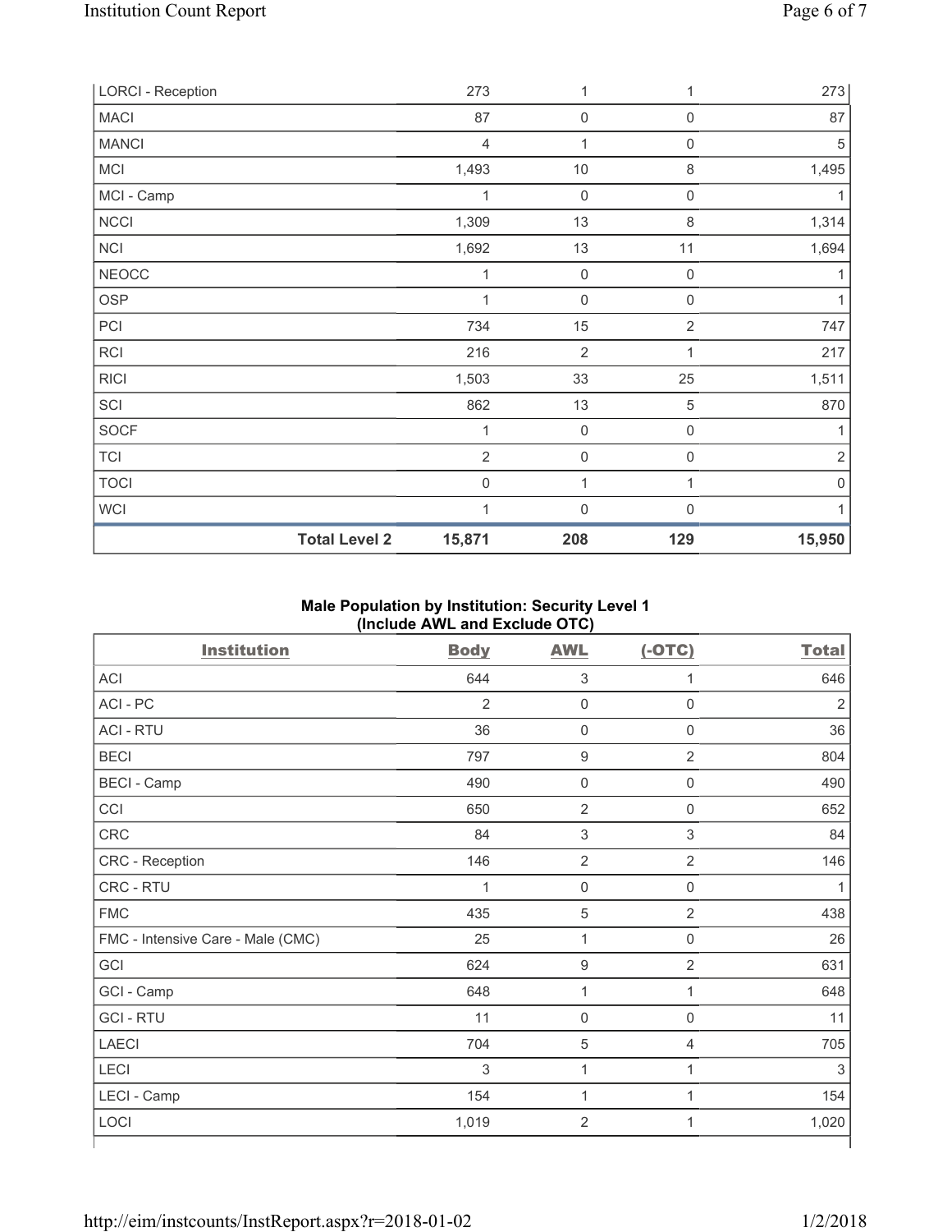| LORCI - Reception | | 273 | 1 | 1 | 273 |
|---|---|---|---|---|---|
| MACI | | 87 | 0 | 0 | 87 |
| MANCI | | 4 | 1 | 0 | 5 |
| MCI | | 1,493 | 10 | 8 | 1,495 |
| MCI - Camp | | 1 | 0 | 0 | 1 |
| NCCI | | 1,309 | 13 | 8 | 1,314 |
| NCI | | 1,692 | 13 | 11 | 1,694 |
| NEOCC | | 1 | 0 | 0 | 1 |
| OSP | | 1 | 0 | 0 | 1 |
| PCI | | 734 | 15 | 2 | 747 |
| RCI | | 216 | 2 | 1 | 217 |
| RICI | | 1,503 | 33 | 25 | 1,511 |
| SCI | | 862 | 13 | 5 | 870 |
| SOCF | | 1 | 0 | 0 | 1 |
| TCI | | 2 | 0 | 0 | 2 |
| TOCI | | 0 | 1 | 1 | 0 |
| WCI | | 1 | 0 | 0 | 1 |
| | **Total Level 2** | **15,871** | **208** | **129** | **15,950** |

**Male Population by Institution: Security Level 1 (Include AWL and Exclude OTC)**

| Institution | Body | AWL | (-OTC) | Total |
|---|---|---|---|---|
| ACI | 644 | 3 | 1 | 646 |
| ACI - PC | 2 | 0 | 0 | 2 |
| ACI - RTU | 36 | 0 | 0 | 36 |
| BECI | 797 | 9 | 2 | 804 |
| BECI - Camp | 490 | 0 | 0 | 490 |
| CCI | 650 | 2 | 0 | 652 |
| CRC | 84 | 3 | 3 | 84 |
| CRC - Reception | 146 | 2 | 2 | 146 |
| CRC - RTU | 1 | 0 | 0 | 1 |
| FMC | 435 | 5 | 2 | 438 |
| FMC - Intensive Care - Male (CMC) | 25 | 1 | 0 | 26 |
| GCI | 624 | 9 | 2 | 631 |
| GCI - Camp | 648 | 1 | 1 | 648 |
| GCI - RTU | 11 | 0 | 0 | 11 |
| LAECI | 704 | 5 | 4 | 705 |
| LECI | 3 | 1 | 1 | 3 |
| LECI - Camp | 154 | 1 | 1 | 154 |
| LOCI | 1,019 | 2 | 1 | 1,020 |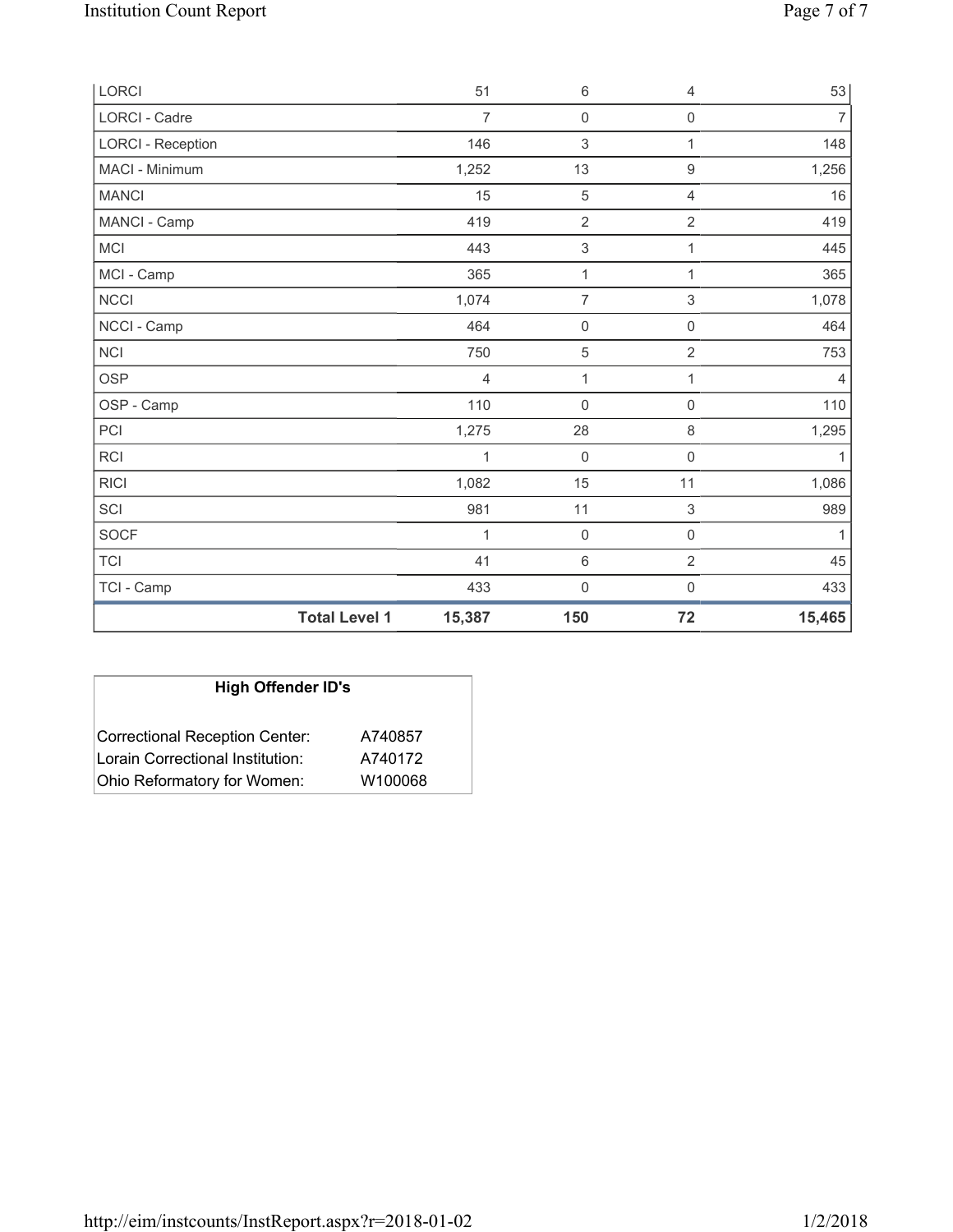| | | | | |
|---|---|---|---|---|
| LORCI | 51 | 6 | 4 | 53 |
| LORCI - Cadre | 7 | 0 | 0 | 7 |
| LORCI - Reception | 146 | 3 | 1 | 148 |
| MACI - Minimum | 1,252 | 13 | 9 | 1,256 |
| MANCI | 15 | 5 | 4 | 16 |
| MANCI - Camp | 419 | 2 | 2 | 419 |
| MCI | 443 | 3 | 1 | 445 |
| MCI - Camp | 365 | 1 | 1 | 365 |
| NCCI | 1,074 | 7 | 3 | 1,078 |
| NCCI - Camp | 464 | 0 | 0 | 464 |
| NCI | 750 | 5 | 2 | 753 |
| OSP | 4 | 1 | 1 | 4 |
| OSP - Camp | 110 | 0 | 0 | 110 |
| PCI | 1,275 | 28 | 8 | 1,295 |
| RCI | 1 | 0 | 0 | 1 |
| RICI | 1,082 | 15 | 11 | 1,086 |
| SCI | 981 | 11 | 3 | 989 |
| SOCF | 1 | 0 | 0 | 1 |
| TCI | 41 | 6 | 2 | 45 |
| TCI - Camp | 433 | 0 | 0 | 433 |
| **Total Level 1** | **15,387** | **150** | **72** | **15,465** |

| High Offender ID's | |
|---|---|
| Correctional Reception Center: | A740857 |
| Lorain Correctional Institution: | A740172 |
| Ohio Reformatory for Women: | W100068 |